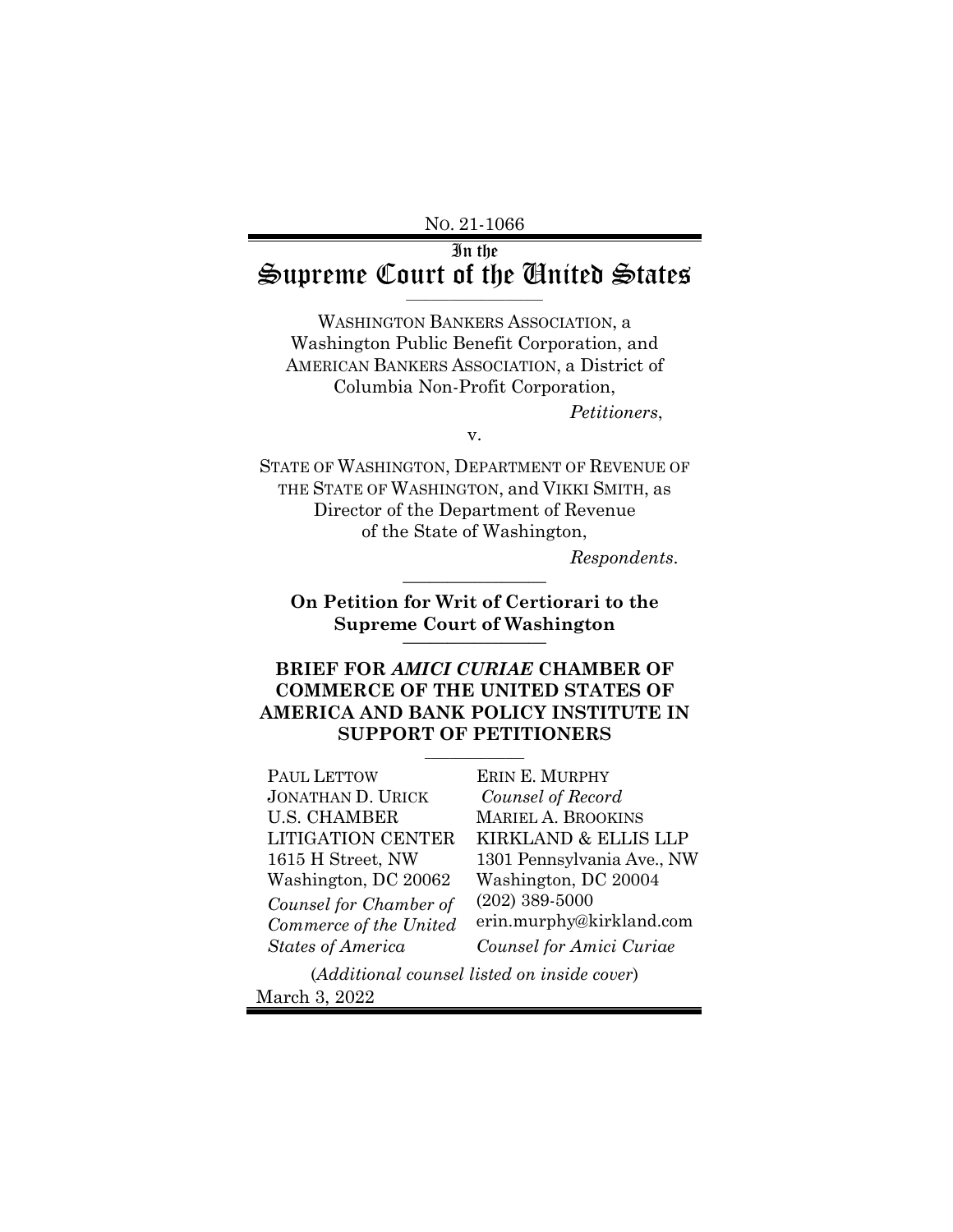NO. 21-1066

In the
# Supreme Court of the United States

---

WASHINGTON BANKERS ASSOCIATION, a Washington Public Benefit Corporation, and AMERICAN BANKERS ASSOCIATION, a District of Columbia Non-Profit Corporation,

*Petitioners*,

v.

STATE OF WASHINGTON, DEPARTMENT OF REVENUE OF THE STATE OF WASHINGTON, and VIKKI SMITH, as Director of the Department of Revenue of the State of Washington,

*Respondents*.

---

**On Petition for Writ of Certiorari to the Supreme Court of Washington**

---

**BRIEF FOR *AMICI CURIAE* CHAMBER OF COMMERCE OF THE UNITED STATES OF AMERICA AND BANK POLICY INSTITUTE IN SUPPORT OF PETITIONERS**

---

PAUL LETTOW
JONATHAN D. URICK
U.S. CHAMBER LITIGATION CENTER
1615 H Street, NW
Washington, DC 20062
*Counsel for Chamber of Commerce of the United States of America*

ERIN E. MURPHY
*Counsel of Record*
MARIEL A. BROOKINS
KIRKLAND & ELLIS LLP
1301 Pennsylvania Ave., NW
Washington, DC 20004
(202) 389-5000
erin.murphy@kirkland.com
*Counsel for Amici Curiae*

(*Additional counsel listed on inside cover*)

March 3, 2022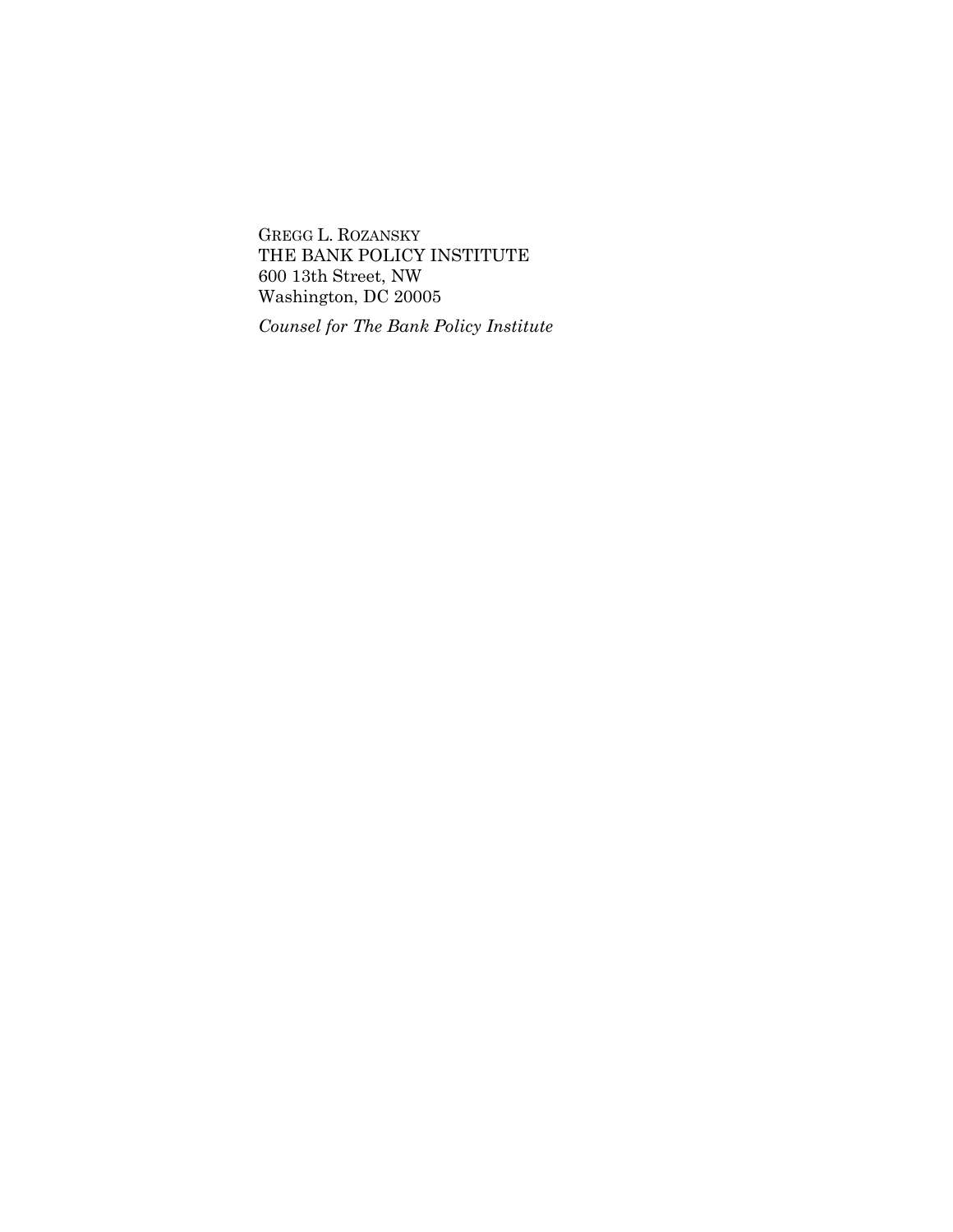GREGG L. ROZANSKY
THE BANK POLICY INSTITUTE
600 13th Street, NW
Washington, DC 20005

*Counsel for The Bank Policy Institute*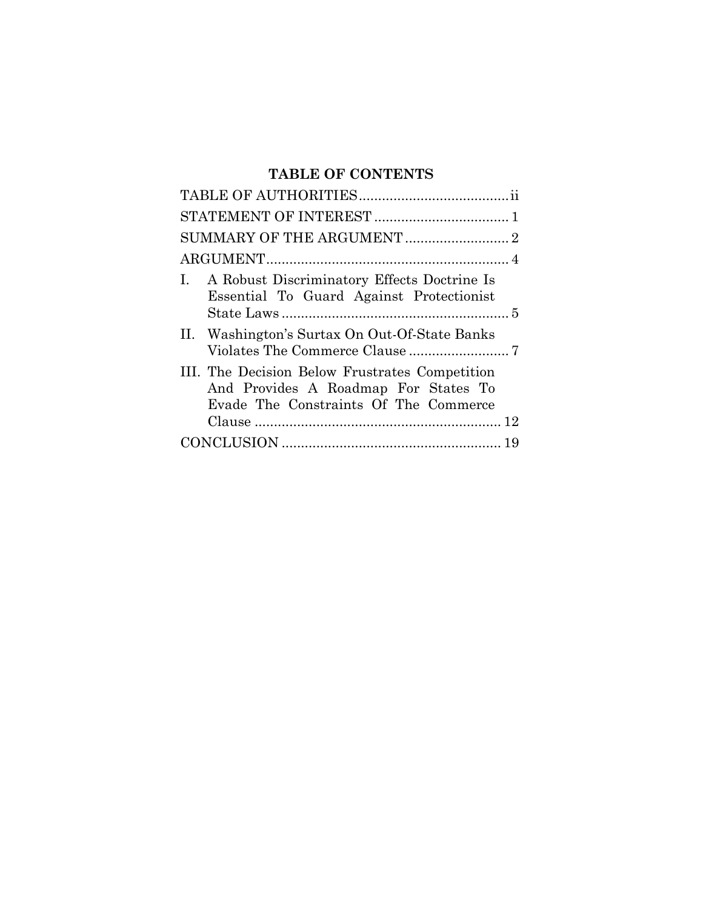## TABLE OF CONTENTS

| | |
|---|---|
| TABLE OF AUTHORITIES | ii |
| STATEMENT OF INTEREST | 1 |
| SUMMARY OF THE ARGUMENT | 2 |
| ARGUMENT | 4 |
| I. A Robust Discriminatory Effects Doctrine Is Essential To Guard Against Protectionist State Laws | 5 |
| II. Washington's Surtax On Out-Of-State Banks Violates The Commerce Clause | 7 |
| III. The Decision Below Frustrates Competition And Provides A Roadmap For States To Evade The Constraints Of The Commerce Clause | 12 |
| CONCLUSION | 19 |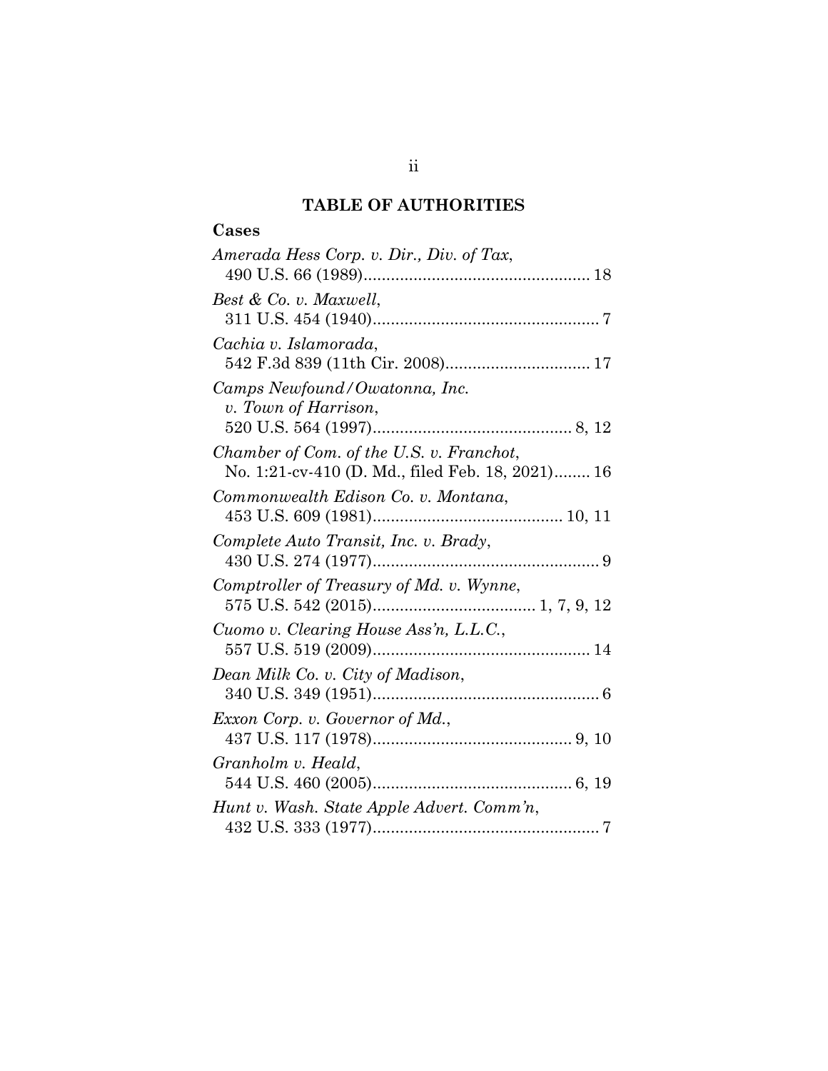## TABLE OF AUTHORITIES

### Cases

*Amerada Hess Corp. v. Dir., Div. of Tax*, 490 U.S. 66 (1989).................................................. 18

*Best & Co. v. Maxwell*, 311 U.S. 454 (1940).................................................. 7

*Cachia v. Islamorada*, 542 F.3d 839 (11th Cir. 2008)................................ 17

*Camps Newfound/Owatonna, Inc. v. Town of Harrison*, 520 U.S. 564 (1997)............................................ 8, 12

*Chamber of Com. of the U.S. v. Franchot*, No. 1:21-cv-410 (D. Md., filed Feb. 18, 2021)........ 16

*Commonwealth Edison Co. v. Montana*, 453 U.S. 609 (1981).......................................... 10, 11

*Complete Auto Transit, Inc. v. Brady*, 430 U.S. 274 (1977).................................................. 9

*Comptroller of Treasury of Md. v. Wynne*, 575 U.S. 542 (2015).................................... 1, 7, 9, 12

*Cuomo v. Clearing House Ass'n, L.L.C.*, 557 U.S. 519 (2009)................................................ 14

*Dean Milk Co. v. City of Madison*, 340 U.S. 349 (1951).................................................. 6

*Exxon Corp. v. Governor of Md.*, 437 U.S. 117 (1978)............................................ 9, 10

*Granholm v. Heald*, 544 U.S. 460 (2005)............................................ 6, 19

*Hunt v. Wash. State Apple Advert. Comm'n*, 432 U.S. 333 (1977).................................................. 7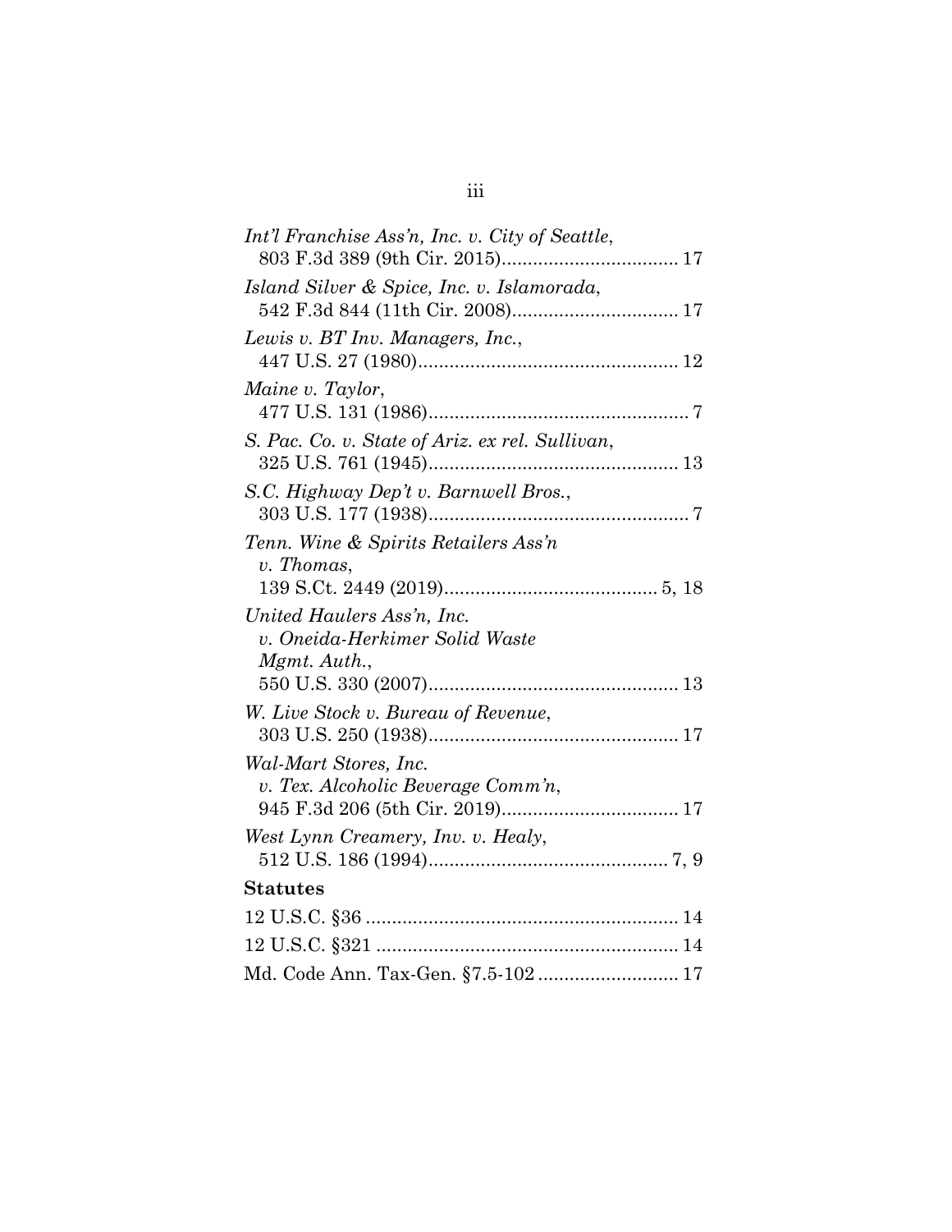*Int'l Franchise Ass'n, Inc. v. City of Seattle*,
803 F.3d 389 (9th Cir. 2015).................................. 17

*Island Silver & Spice, Inc. v. Islamorada*,
542 F.3d 844 (11th Cir. 2008)................................ 17

*Lewis v. BT Inv. Managers, Inc.*,
447 U.S. 27 (1980).................................................. 12

*Maine v. Taylor*,
477 U.S. 131 (1986).................................................. 7

*S. Pac. Co. v. State of Ariz. ex rel. Sullivan*,
325 U.S. 761 (1945)................................................ 13

*S.C. Highway Dep't v. Barnwell Bros.*,
303 U.S. 177 (1938).................................................. 7

*Tenn. Wine & Spirits Retailers Ass'n v. Thomas*,
139 S.Ct. 2449 (2019)......................................... 5, 18

*United Haulers Ass'n, Inc. v. Oneida-Herkimer Solid Waste Mgmt. Auth.*,
550 U.S. 330 (2007)................................................ 13

*W. Live Stock v. Bureau of Revenue*,
303 U.S. 250 (1938)................................................ 17

*Wal-Mart Stores, Inc. v. Tex. Alcoholic Beverage Comm'n*,
945 F.3d 206 (5th Cir. 2019).................................. 17

*West Lynn Creamery, Inv. v. Healy*,
512 U.S. 186 (1994).............................................. 7, 9

**Statutes**

12 U.S.C. §36 ............................................................ 14

12 U.S.C. §321 .......................................................... 14

Md. Code Ann. Tax-Gen. §7.5-102 ........................... 17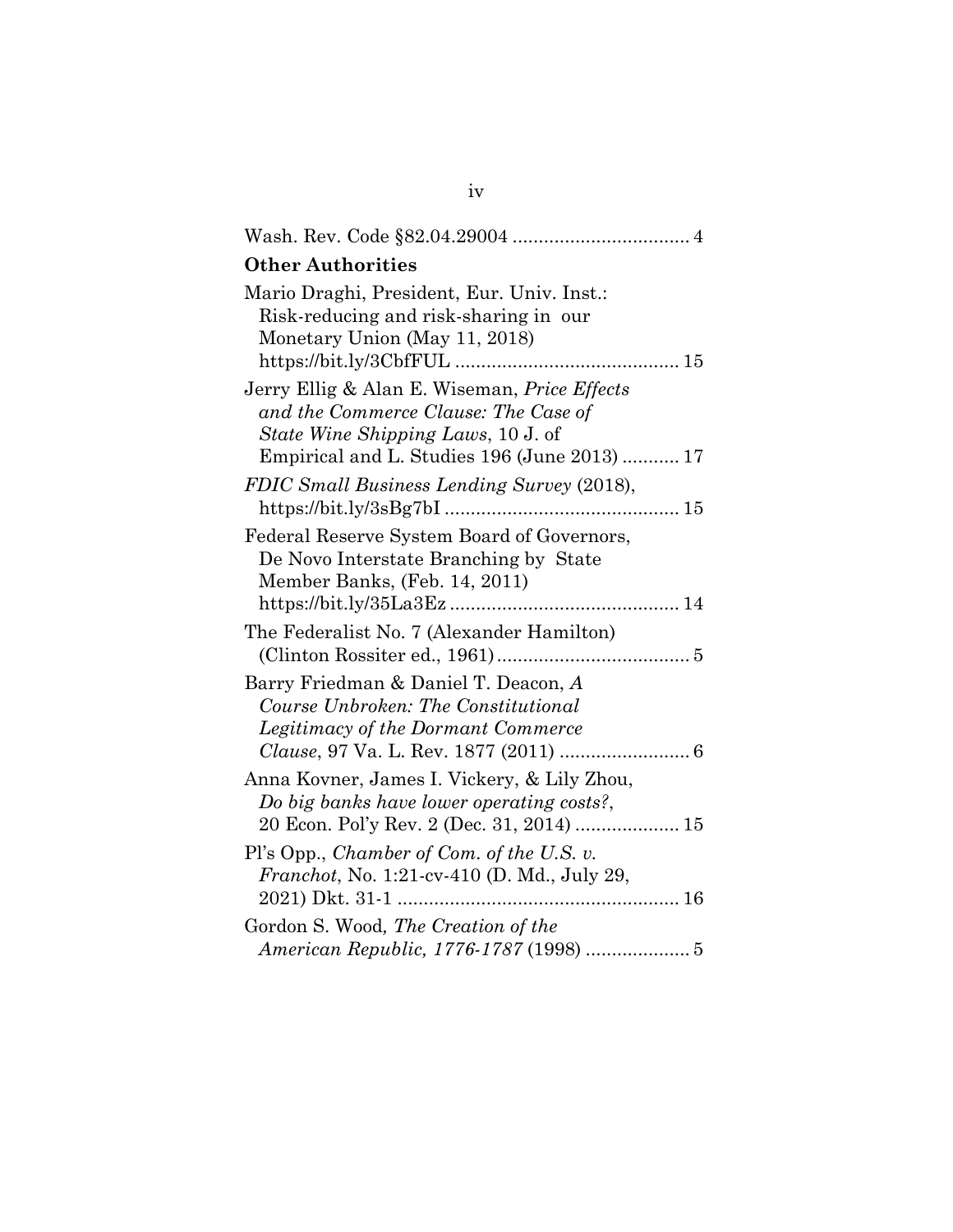Wash. Rev. Code §82.04.29004 .................................. 4

**Other Authorities**

Mario Draghi, President, Eur. Univ. Inst.: Risk-reducing and risk-sharing in our Monetary Union (May 11, 2018) https://bit.ly/3CbfFUL ........................................... 15

Jerry Ellig & Alan E. Wiseman, *Price Effects and the Commerce Clause: The Case of State Wine Shipping Laws*, 10 J. of Empirical and L. Studies 196 (June 2013) ........... 17

*FDIC Small Business Lending Survey* (2018), https://bit.ly/3sBg7bI ............................................ 15

Federal Reserve System Board of Governors, De Novo Interstate Branching by State Member Banks, (Feb. 14, 2011) https://bit.ly/35La3Ez ........................................... 14

The Federalist No. 7 (Alexander Hamilton) (Clinton Rossiter ed., 1961) ..................................... 5

Barry Friedman & Daniel T. Deacon, *A Course Unbroken: The Constitutional Legitimacy of the Dormant Commerce Clause*, 97 Va. L. Rev. 1877 (2011) ......................... 6

Anna Kovner, James I. Vickery, & Lily Zhou, *Do big banks have lower operating costs?*, 20 Econ. Pol'y Rev. 2 (Dec. 31, 2014) .................... 15

Pl's Opp., *Chamber of Com. of the U.S. v. Franchot*, No. 1:21-cv-410 (D. Md., July 29, 2021) Dkt. 31-1 ...................................................... 16

Gordon S. Wood*, The Creation of the American Republic, 1776-1787* (1998) .................... 5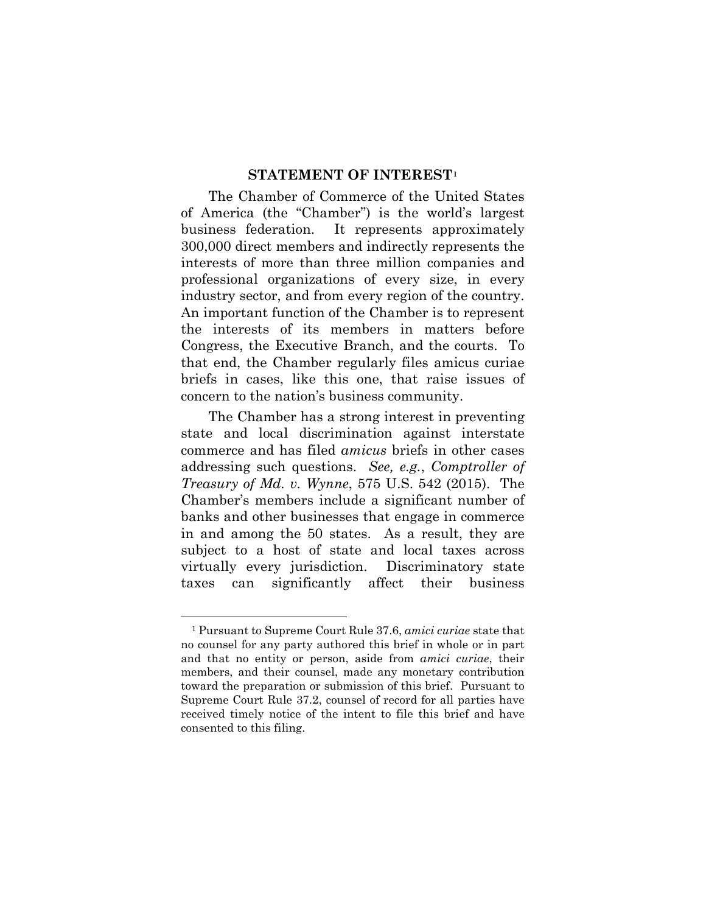## STATEMENT OF INTEREST[1]

The Chamber of Commerce of the United States of America (the "Chamber") is the world's largest business federation. It represents approximately 300,000 direct members and indirectly represents the interests of more than three million companies and professional organizations of every size, in every industry sector, and from every region of the country. An important function of the Chamber is to represent the interests of its members in matters before Congress, the Executive Branch, and the courts. To that end, the Chamber regularly files amicus curiae briefs in cases, like this one, that raise issues of concern to the nation's business community.

The Chamber has a strong interest in preventing state and local discrimination against interstate commerce and has filed *amicus* briefs in other cases addressing such questions. *See, e.g.*, *Comptroller of Treasury of Md. v. Wynne*, 575 U.S. 542 (2015). The Chamber's members include a significant number of banks and other businesses that engage in commerce in and among the 50 states. As a result, they are subject to a host of state and local taxes across virtually every jurisdiction. Discriminatory state taxes can significantly affect their business

---

[1] Pursuant to Supreme Court Rule 37.6, *amici curiae* state that no counsel for any party authored this brief in whole or in part and that no entity or person, aside from *amici curiae*, their members, and their counsel, made any monetary contribution toward the preparation or submission of this brief. Pursuant to Supreme Court Rule 37.2, counsel of record for all parties have received timely notice of the intent to file this brief and have consented to this filing.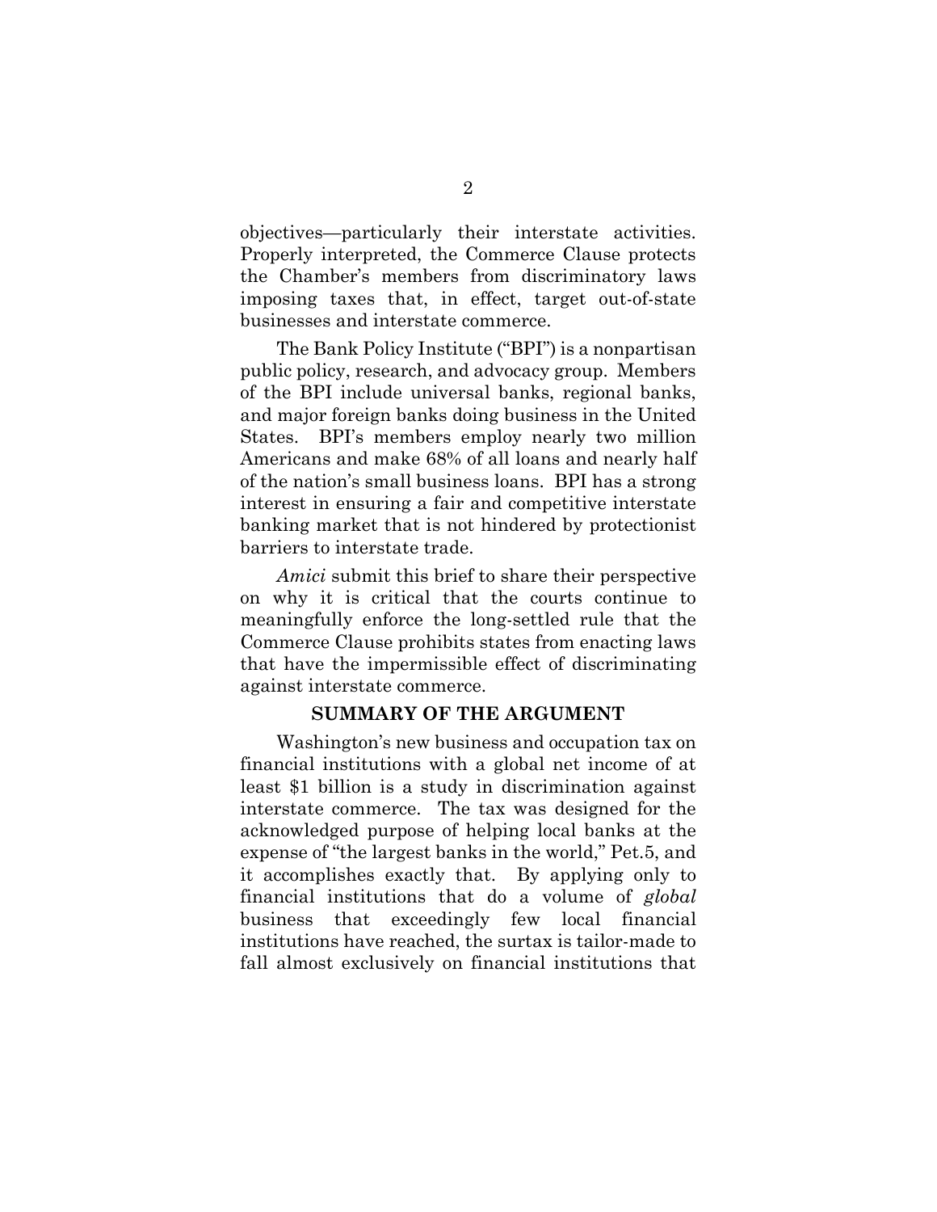objectives—particularly their interstate activities. Properly interpreted, the Commerce Clause protects the Chamber's members from discriminatory laws imposing taxes that, in effect, target out-of-state businesses and interstate commerce.

The Bank Policy Institute ("BPI") is a nonpartisan public policy, research, and advocacy group. Members of the BPI include universal banks, regional banks, and major foreign banks doing business in the United States. BPI's members employ nearly two million Americans and make 68% of all loans and nearly half of the nation's small business loans. BPI has a strong interest in ensuring a fair and competitive interstate banking market that is not hindered by protectionist barriers to interstate trade.

*Amici* submit this brief to share their perspective on why it is critical that the courts continue to meaningfully enforce the long-settled rule that the Commerce Clause prohibits states from enacting laws that have the impermissible effect of discriminating against interstate commerce.

## SUMMARY OF THE ARGUMENT

Washington's new business and occupation tax on financial institutions with a global net income of at least \$1 billion is a study in discrimination against interstate commerce. The tax was designed for the acknowledged purpose of helping local banks at the expense of "the largest banks in the world," Pet.5, and it accomplishes exactly that. By applying only to financial institutions that do a volume of *global* business that exceedingly few local financial institutions have reached, the surtax is tailor-made to fall almost exclusively on financial institutions that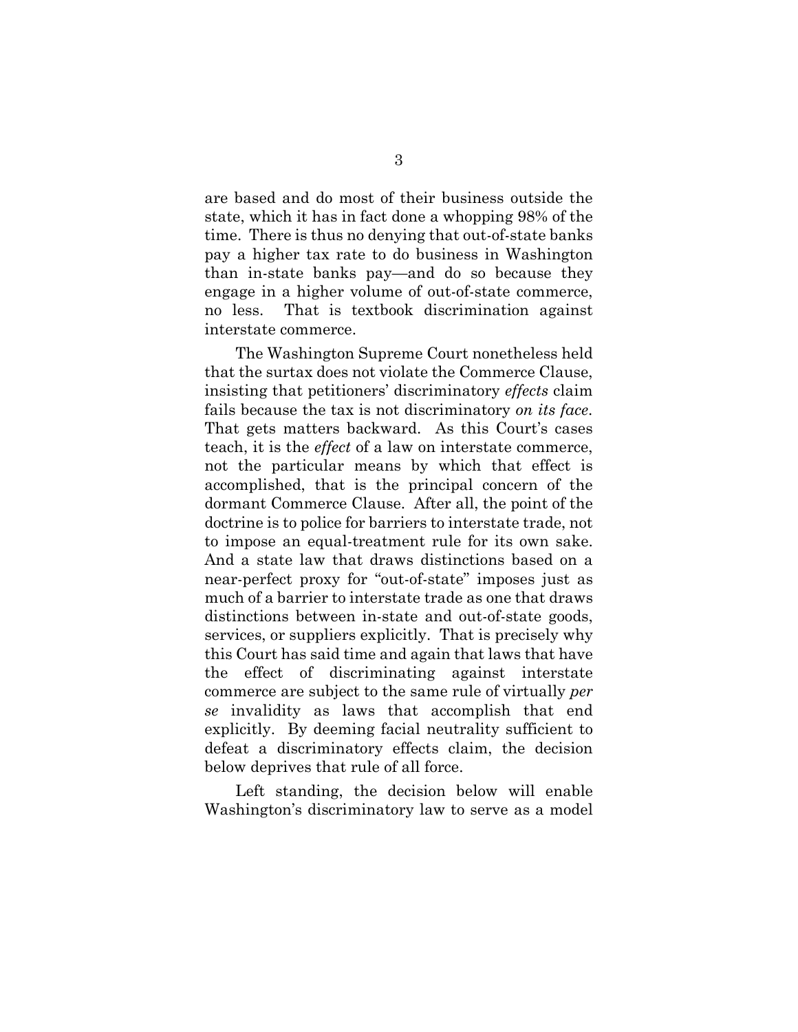are based and do most of their business outside the state, which it has in fact done a whopping 98% of the time. There is thus no denying that out-of-state banks pay a higher tax rate to do business in Washington than in-state banks pay—and do so because they engage in a higher volume of out-of-state commerce, no less. That is textbook discrimination against interstate commerce.

The Washington Supreme Court nonetheless held that the surtax does not violate the Commerce Clause, insisting that petitioners' discriminatory *effects* claim fails because the tax is not discriminatory *on its face*. That gets matters backward. As this Court's cases teach, it is the *effect* of a law on interstate commerce, not the particular means by which that effect is accomplished, that is the principal concern of the dormant Commerce Clause. After all, the point of the doctrine is to police for barriers to interstate trade, not to impose an equal-treatment rule for its own sake. And a state law that draws distinctions based on a near-perfect proxy for "out-of-state" imposes just as much of a barrier to interstate trade as one that draws distinctions between in-state and out-of-state goods, services, or suppliers explicitly. That is precisely why this Court has said time and again that laws that have the effect of discriminating against interstate commerce are subject to the same rule of virtually *per se* invalidity as laws that accomplish that end explicitly. By deeming facial neutrality sufficient to defeat a discriminatory effects claim, the decision below deprives that rule of all force.

Left standing, the decision below will enable Washington's discriminatory law to serve as a model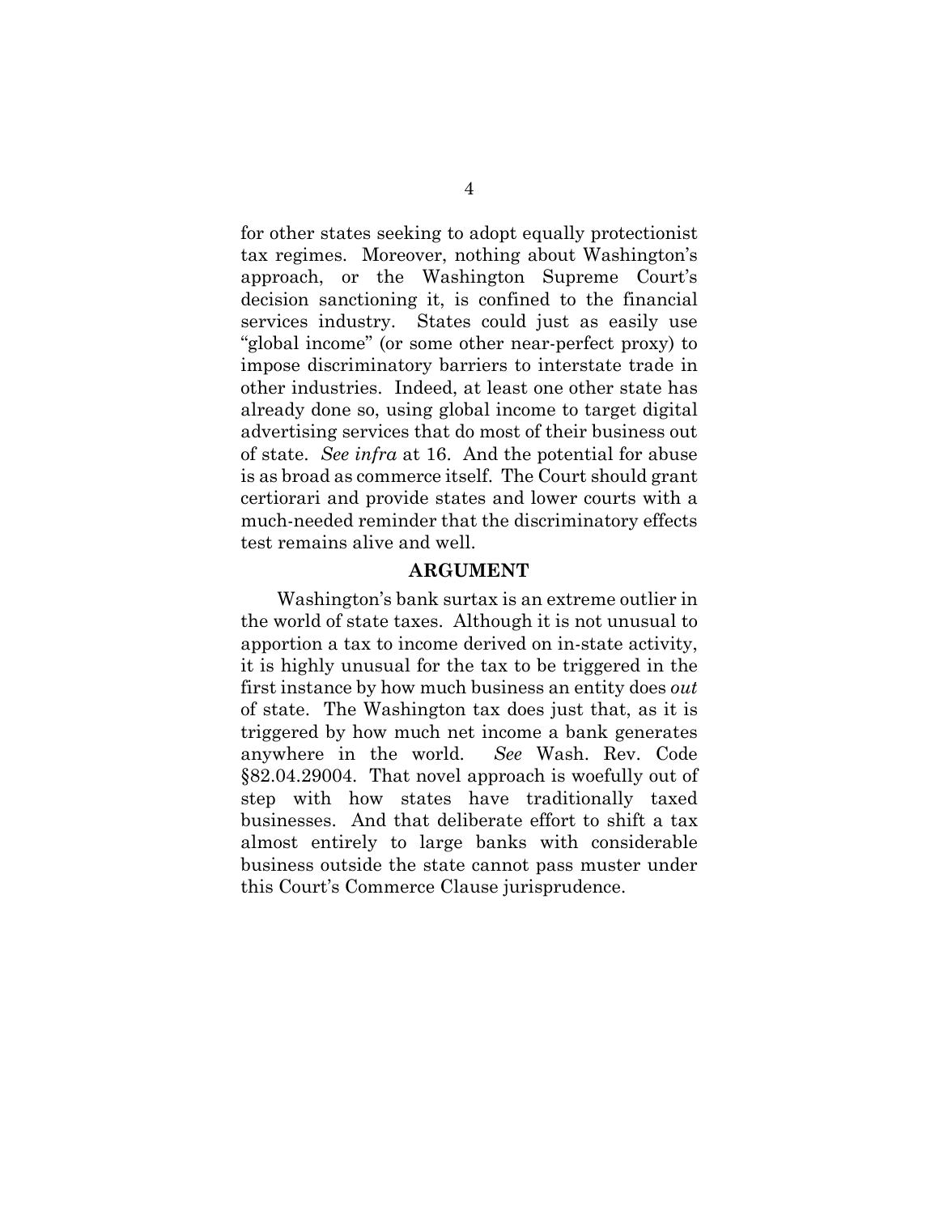for other states seeking to adopt equally protectionist tax regimes. Moreover, nothing about Washington's approach, or the Washington Supreme Court's decision sanctioning it, is confined to the financial services industry. States could just as easily use "global income" (or some other near-perfect proxy) to impose discriminatory barriers to interstate trade in other industries. Indeed, at least one other state has already done so, using global income to target digital advertising services that do most of their business out of state. *See infra* at 16. And the potential for abuse is as broad as commerce itself. The Court should grant certiorari and provide states and lower courts with a much-needed reminder that the discriminatory effects test remains alive and well.

## ARGUMENT

Washington's bank surtax is an extreme outlier in the world of state taxes. Although it is not unusual to apportion a tax to income derived on in-state activity, it is highly unusual for the tax to be triggered in the first instance by how much business an entity does *out* of state. The Washington tax does just that, as it is triggered by how much net income a bank generates anywhere in the world. *See* Wash. Rev. Code §82.04.29004. That novel approach is woefully out of step with how states have traditionally taxed businesses. And that deliberate effort to shift a tax almost entirely to large banks with considerable business outside the state cannot pass muster under this Court's Commerce Clause jurisprudence.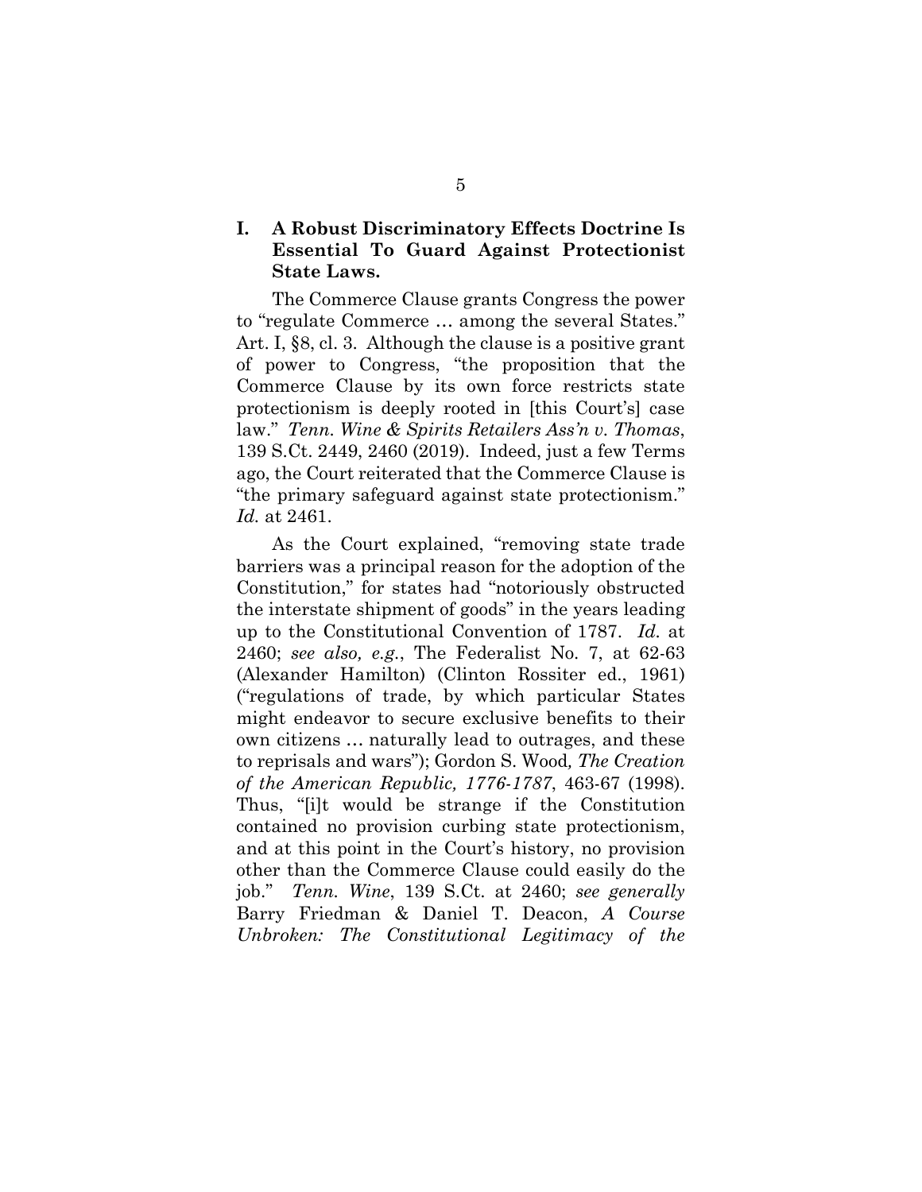## I. A Robust Discriminatory Effects Doctrine Is Essential To Guard Against Protectionist State Laws.

The Commerce Clause grants Congress the power to "regulate Commerce … among the several States." Art. I, §8, cl. 3. Although the clause is a positive grant of power to Congress, "the proposition that the Commerce Clause by its own force restricts state protectionism is deeply rooted in [this Court's] case law." *Tenn. Wine & Spirits Retailers Ass'n v. Thomas*, 139 S.Ct. 2449, 2460 (2019). Indeed, just a few Terms ago, the Court reiterated that the Commerce Clause is "the primary safeguard against state protectionism." *Id.* at 2461.

As the Court explained, "removing state trade barriers was a principal reason for the adoption of the Constitution," for states had "notoriously obstructed the interstate shipment of goods" in the years leading up to the Constitutional Convention of 1787. *Id.* at 2460; *see also, e.g.*, The Federalist No. 7, at 62-63 (Alexander Hamilton) (Clinton Rossiter ed., 1961) ("regulations of trade, by which particular States might endeavor to secure exclusive benefits to their own citizens … naturally lead to outrages, and these to reprisals and wars"); Gordon S. Wood*, The Creation of the American Republic, 1776-1787*, 463-67 (1998). Thus, "[i]t would be strange if the Constitution contained no provision curbing state protectionism, and at this point in the Court's history, no provision other than the Commerce Clause could easily do the job." *Tenn. Wine*, 139 S.Ct. at 2460; *see generally* Barry Friedman & Daniel T. Deacon, *A Course Unbroken: The Constitutional Legitimacy of the*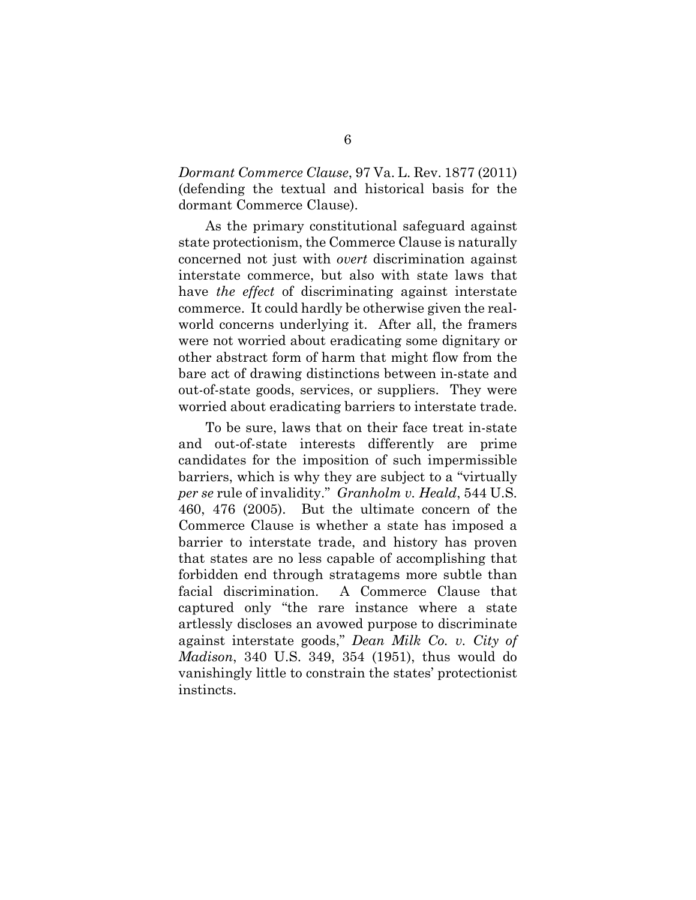*Dormant Commerce Clause*, 97 Va. L. Rev. 1877 (2011) (defending the textual and historical basis for the dormant Commerce Clause).

As the primary constitutional safeguard against state protectionism, the Commerce Clause is naturally concerned not just with *overt* discrimination against interstate commerce, but also with state laws that have *the effect* of discriminating against interstate commerce. It could hardly be otherwise given the real-world concerns underlying it. After all, the framers were not worried about eradicating some dignitary or other abstract form of harm that might flow from the bare act of drawing distinctions between in-state and out-of-state goods, services, or suppliers. They were worried about eradicating barriers to interstate trade.

To be sure, laws that on their face treat in-state and out-of-state interests differently are prime candidates for the imposition of such impermissible barriers, which is why they are subject to a "virtually *per se* rule of invalidity." *Granholm v. Heald*, 544 U.S. 460, 476 (2005). But the ultimate concern of the Commerce Clause is whether a state has imposed a barrier to interstate trade, and history has proven that states are no less capable of accomplishing that forbidden end through stratagems more subtle than facial discrimination. A Commerce Clause that captured only "the rare instance where a state artlessly discloses an avowed purpose to discriminate against interstate goods," *Dean Milk Co. v. City of Madison*, 340 U.S. 349, 354 (1951), thus would do vanishingly little to constrain the states' protectionist instincts.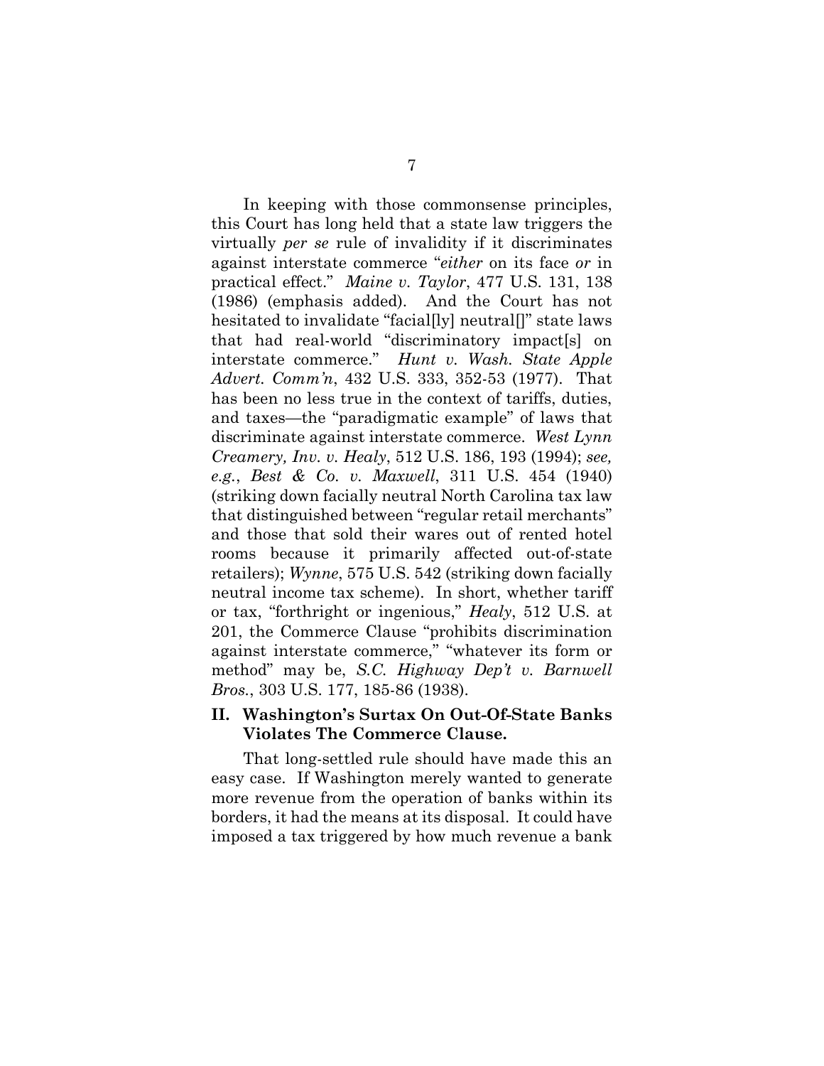In keeping with those commonsense principles, this Court has long held that a state law triggers the virtually *per se* rule of invalidity if it discriminates against interstate commerce "*either* on its face *or* in practical effect." *Maine v. Taylor*, 477 U.S. 131, 138 (1986) (emphasis added). And the Court has not hesitated to invalidate "facial[ly] neutral[]" state laws that had real-world "discriminatory impact[s] on interstate commerce." *Hunt v. Wash. State Apple Advert. Comm'n*, 432 U.S. 333, 352-53 (1977). That has been no less true in the context of tariffs, duties, and taxes—the "paradigmatic example" of laws that discriminate against interstate commerce. *West Lynn Creamery, Inv. v. Healy*, 512 U.S. 186, 193 (1994); *see, e.g.*, *Best & Co. v. Maxwell*, 311 U.S. 454 (1940) (striking down facially neutral North Carolina tax law that distinguished between "regular retail merchants" and those that sold their wares out of rented hotel rooms because it primarily affected out-of-state retailers); *Wynne*, 575 U.S. 542 (striking down facially neutral income tax scheme). In short, whether tariff or tax, "forthright or ingenious," *Healy*, 512 U.S. at 201, the Commerce Clause "prohibits discrimination against interstate commerce," "whatever its form or method" may be, *S.C. Highway Dep't v. Barnwell Bros.*, 303 U.S. 177, 185-86 (1938).

## II. Washington's Surtax On Out-Of-State Banks Violates The Commerce Clause.

That long-settled rule should have made this an easy case. If Washington merely wanted to generate more revenue from the operation of banks within its borders, it had the means at its disposal. It could have imposed a tax triggered by how much revenue a bank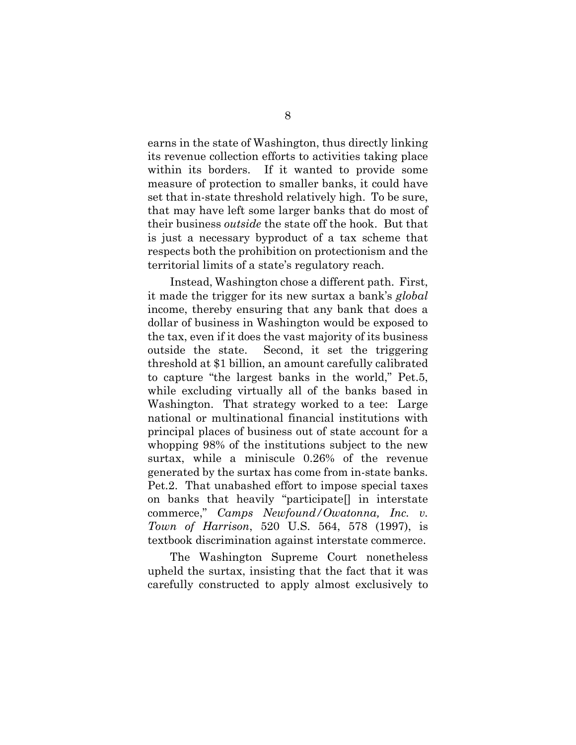earns in the state of Washington, thus directly linking its revenue collection efforts to activities taking place within its borders. If it wanted to provide some measure of protection to smaller banks, it could have set that in-state threshold relatively high. To be sure, that may have left some larger banks that do most of their business *outside* the state off the hook. But that is just a necessary byproduct of a tax scheme that respects both the prohibition on protectionism and the territorial limits of a state's regulatory reach.

Instead, Washington chose a different path. First, it made the trigger for its new surtax a bank's *global* income, thereby ensuring that any bank that does a dollar of business in Washington would be exposed to the tax, even if it does the vast majority of its business outside the state. Second, it set the triggering threshold at $1 billion, an amount carefully calibrated to capture "the largest banks in the world," Pet.5, while excluding virtually all of the banks based in Washington. That strategy worked to a tee: Large national or multinational financial institutions with principal places of business out of state account for a whopping 98% of the institutions subject to the new surtax, while a miniscule 0.26% of the revenue generated by the surtax has come from in-state banks. Pet.2. That unabashed effort to impose special taxes on banks that heavily "participate[] in interstate commerce," *Camps Newfound/Owatonna, Inc. v. Town of Harrison*, 520 U.S. 564, 578 (1997), is textbook discrimination against interstate commerce.

The Washington Supreme Court nonetheless upheld the surtax, insisting that the fact that it was carefully constructed to apply almost exclusively to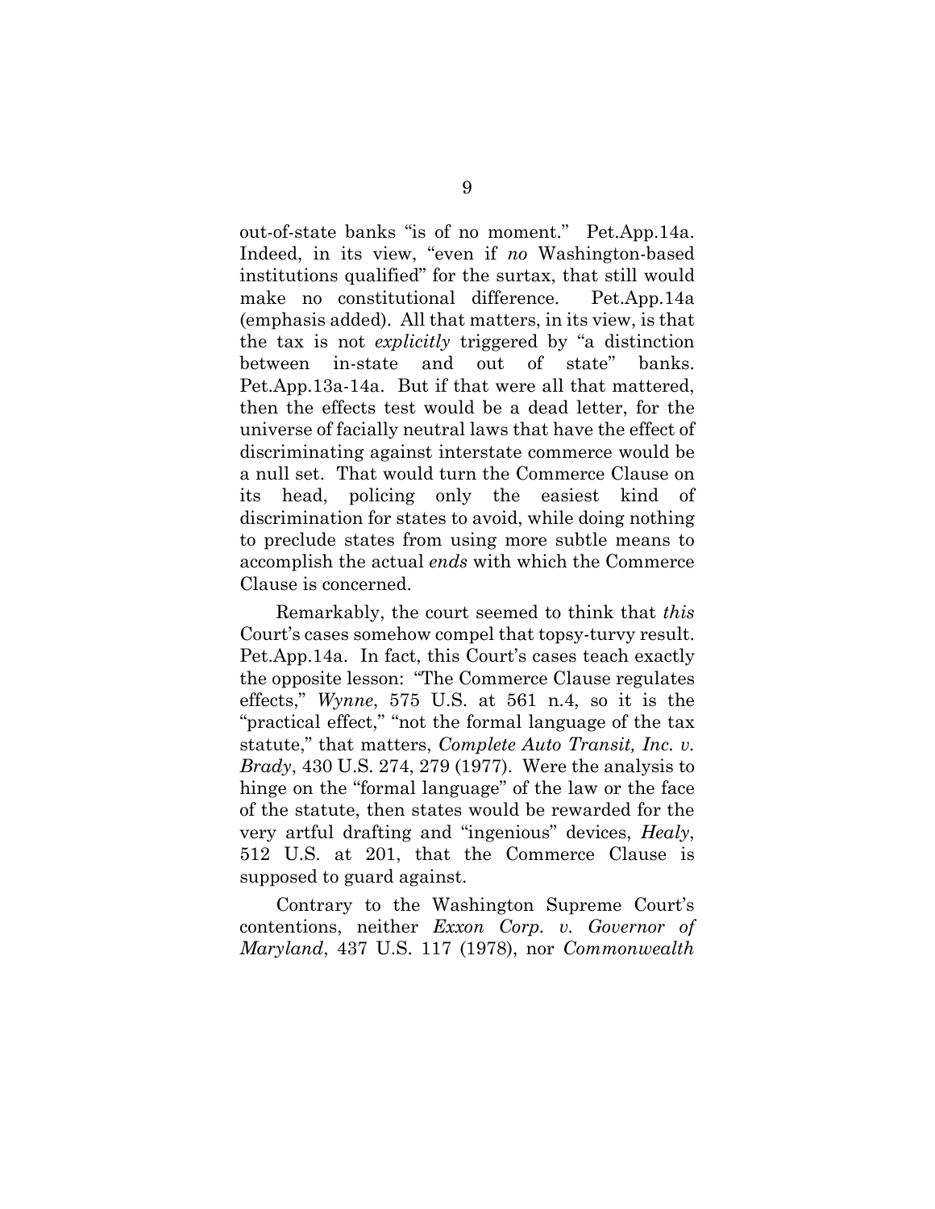out-of-state banks "is of no moment." Pet.App.14a. Indeed, in its view, "even if *no* Washington-based institutions qualified" for the surtax, that still would make no constitutional difference. Pet.App.14a (emphasis added). All that matters, in its view, is that the tax is not *explicitly* triggered by "a distinction between in-state and out of state" banks. Pet.App.13a-14a. But if that were all that mattered, then the effects test would be a dead letter, for the universe of facially neutral laws that have the effect of discriminating against interstate commerce would be a null set. That would turn the Commerce Clause on its head, policing only the easiest kind of discrimination for states to avoid, while doing nothing to preclude states from using more subtle means to accomplish the actual *ends* with which the Commerce Clause is concerned.

Remarkably, the court seemed to think that *this* Court's cases somehow compel that topsy-turvy result. Pet.App.14a. In fact, this Court's cases teach exactly the opposite lesson: "The Commerce Clause regulates effects," *Wynne*, 575 U.S. at 561 n.4, so it is the "practical effect," "not the formal language of the tax statute," that matters, *Complete Auto Transit, Inc. v. Brady*, 430 U.S. 274, 279 (1977). Were the analysis to hinge on the "formal language" of the law or the face of the statute, then states would be rewarded for the very artful drafting and "ingenious" devices, *Healy*, 512 U.S. at 201, that the Commerce Clause is supposed to guard against.

Contrary to the Washington Supreme Court's contentions, neither *Exxon Corp. v. Governor of Maryland*, 437 U.S. 117 (1978), nor *Commonwealth*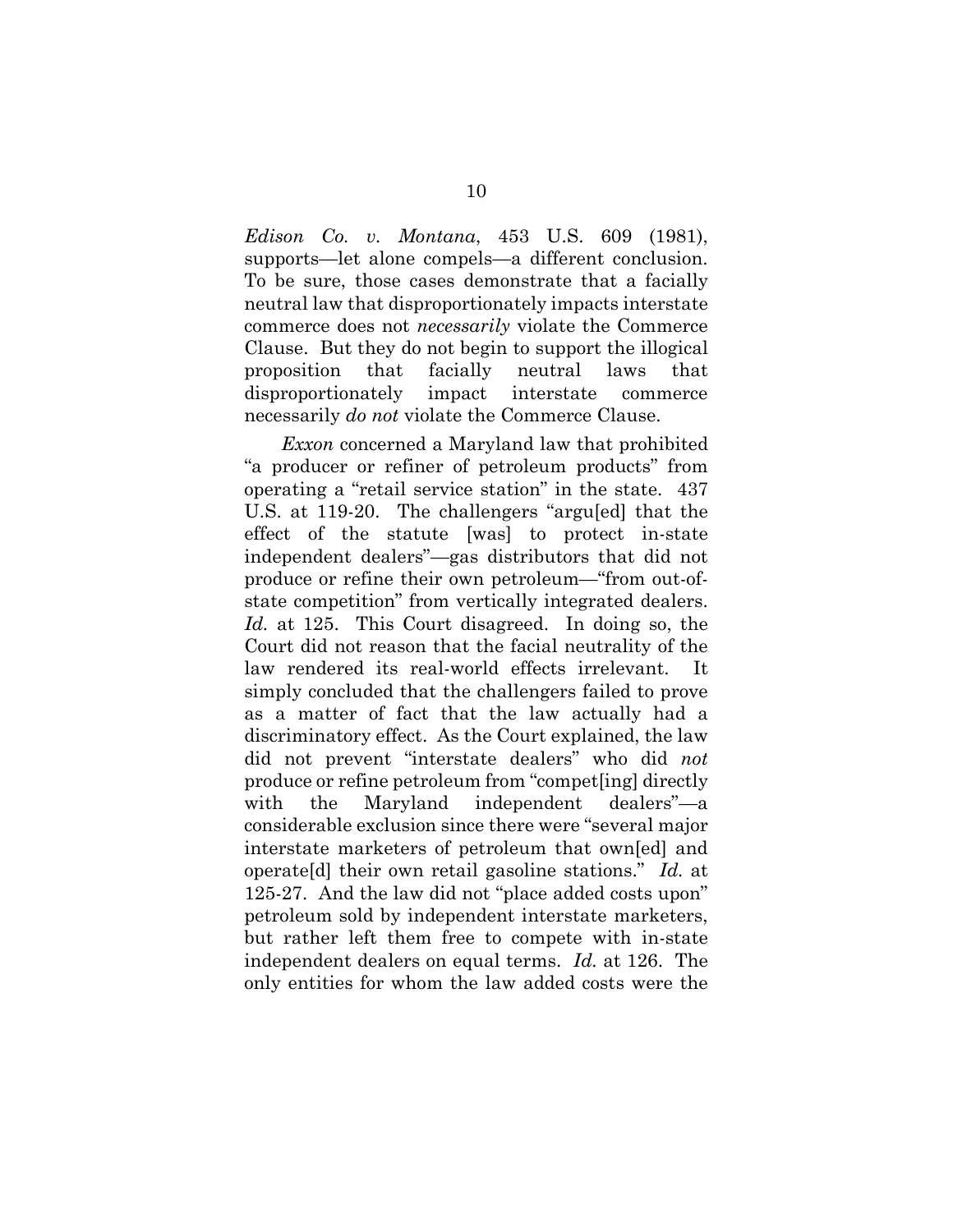*Edison Co. v. Montana*, 453 U.S. 609 (1981), supports—let alone compels—a different conclusion. To be sure, those cases demonstrate that a facially neutral law that disproportionately impacts interstate commerce does not *necessarily* violate the Commerce Clause. But they do not begin to support the illogical proposition that facially neutral laws that disproportionately impact interstate commerce necessarily *do not* violate the Commerce Clause.

*Exxon* concerned a Maryland law that prohibited "a producer or refiner of petroleum products" from operating a "retail service station" in the state. 437 U.S. at 119-20. The challengers "argu[ed] that the effect of the statute [was] to protect in-state independent dealers"—gas distributors that did not produce or refine their own petroleum—"from out-of-state competition" from vertically integrated dealers. *Id.* at 125. This Court disagreed. In doing so, the Court did not reason that the facial neutrality of the law rendered its real-world effects irrelevant. It simply concluded that the challengers failed to prove as a matter of fact that the law actually had a discriminatory effect. As the Court explained, the law did not prevent "interstate dealers" who did *not* produce or refine petroleum from "compet[ing] directly with the Maryland independent dealers"—a considerable exclusion since there were "several major interstate marketers of petroleum that own[ed] and operate[d] their own retail gasoline stations." *Id.* at 125-27. And the law did not "place added costs upon" petroleum sold by independent interstate marketers, but rather left them free to compete with in-state independent dealers on equal terms. *Id.* at 126. The only entities for whom the law added costs were the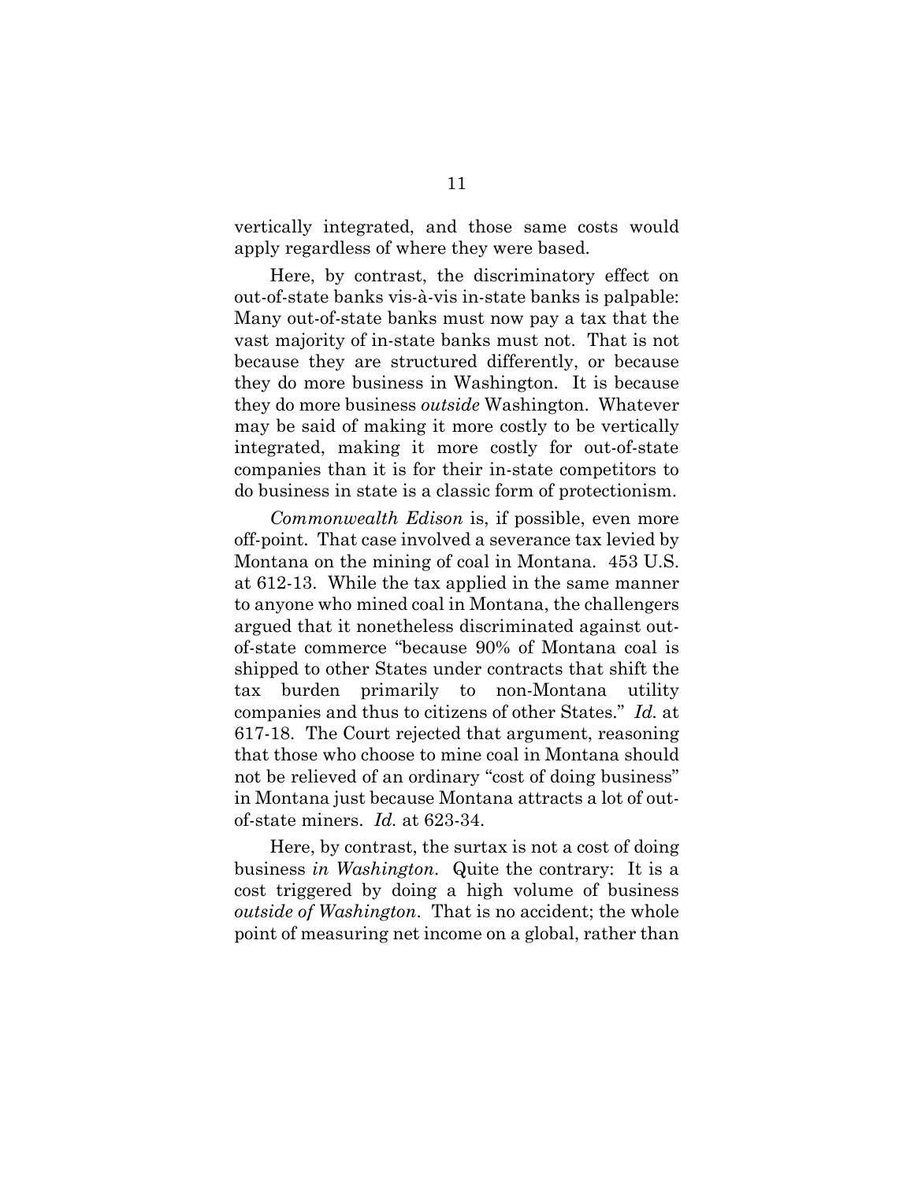vertically integrated, and those same costs would apply regardless of where they were based.

Here, by contrast, the discriminatory effect on out-of-state banks vis-à-vis in-state banks is palpable: Many out-of-state banks must now pay a tax that the vast majority of in-state banks must not. That is not because they are structured differently, or because they do more business in Washington. It is because they do more business *outside* Washington. Whatever may be said of making it more costly to be vertically integrated, making it more costly for out-of-state companies than it is for their in-state competitors to do business in state is a classic form of protectionism.

*Commonwealth Edison* is, if possible, even more off-point. That case involved a severance tax levied by Montana on the mining of coal in Montana. 453 U.S. at 612-13. While the tax applied in the same manner to anyone who mined coal in Montana, the challengers argued that it nonetheless discriminated against out-of-state commerce "because 90% of Montana coal is shipped to other States under contracts that shift the tax burden primarily to non-Montana utility companies and thus to citizens of other States." *Id.* at 617-18. The Court rejected that argument, reasoning that those who choose to mine coal in Montana should not be relieved of an ordinary "cost of doing business" in Montana just because Montana attracts a lot of out-of-state miners. *Id.* at 623-34.

Here, by contrast, the surtax is not a cost of doing business *in Washington*. Quite the contrary: It is a cost triggered by doing a high volume of business *outside of Washington*. That is no accident; the whole point of measuring net income on a global, rather than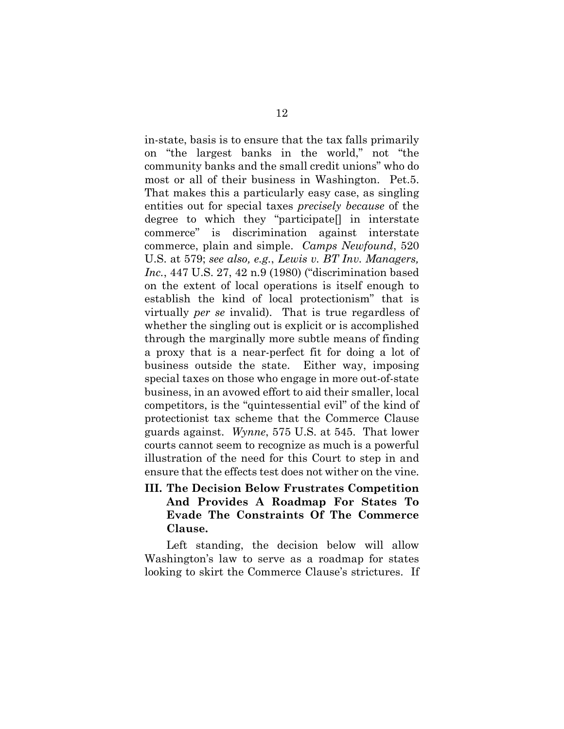in-state, basis is to ensure that the tax falls primarily on "the largest banks in the world," not "the community banks and the small credit unions" who do most or all of their business in Washington. Pet.5. That makes this a particularly easy case, as singling entities out for special taxes *precisely because* of the degree to which they "participate[] in interstate commerce" is discrimination against interstate commerce, plain and simple. *Camps Newfound*, 520 U.S. at 579; *see also, e.g.*, *Lewis v. BT Inv. Managers, Inc.*, 447 U.S. 27, 42 n.9 (1980) ("discrimination based on the extent of local operations is itself enough to establish the kind of local protectionism" that is virtually *per se* invalid). That is true regardless of whether the singling out is explicit or is accomplished through the marginally more subtle means of finding a proxy that is a near-perfect fit for doing a lot of business outside the state. Either way, imposing special taxes on those who engage in more out-of-state business, in an avowed effort to aid their smaller, local competitors, is the "quintessential evil" of the kind of protectionist tax scheme that the Commerce Clause guards against. *Wynne*, 575 U.S. at 545. That lower courts cannot seem to recognize as much is a powerful illustration of the need for this Court to step in and ensure that the effects test does not wither on the vine.

## III. The Decision Below Frustrates Competition And Provides A Roadmap For States To Evade The Constraints Of The Commerce Clause.

Left standing, the decision below will allow Washington's law to serve as a roadmap for states looking to skirt the Commerce Clause's strictures. If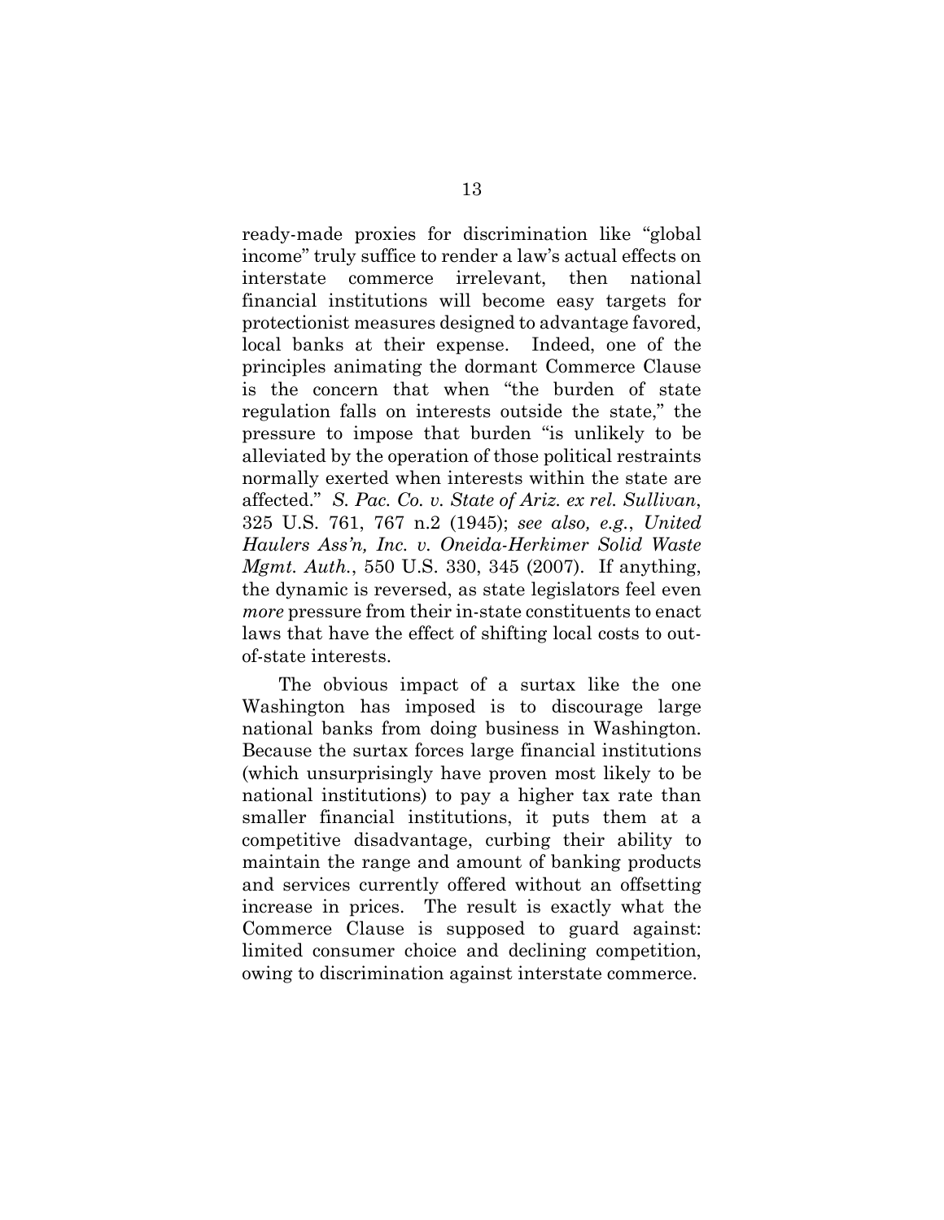ready-made proxies for discrimination like "global income" truly suffice to render a law's actual effects on interstate commerce irrelevant, then national financial institutions will become easy targets for protectionist measures designed to advantage favored, local banks at their expense. Indeed, one of the principles animating the dormant Commerce Clause is the concern that when "the burden of state regulation falls on interests outside the state," the pressure to impose that burden "is unlikely to be alleviated by the operation of those political restraints normally exerted when interests within the state are affected." *S. Pac. Co. v. State of Ariz. ex rel. Sullivan*, 325 U.S. 761, 767 n.2 (1945); *see also, e.g.*, *United Haulers Ass'n, Inc. v. Oneida-Herkimer Solid Waste Mgmt. Auth.*, 550 U.S. 330, 345 (2007). If anything, the dynamic is reversed, as state legislators feel even *more* pressure from their in-state constituents to enact laws that have the effect of shifting local costs to out-of-state interests.

The obvious impact of a surtax like the one Washington has imposed is to discourage large national banks from doing business in Washington. Because the surtax forces large financial institutions (which unsurprisingly have proven most likely to be national institutions) to pay a higher tax rate than smaller financial institutions, it puts them at a competitive disadvantage, curbing their ability to maintain the range and amount of banking products and services currently offered without an offsetting increase in prices. The result is exactly what the Commerce Clause is supposed to guard against: limited consumer choice and declining competition, owing to discrimination against interstate commerce.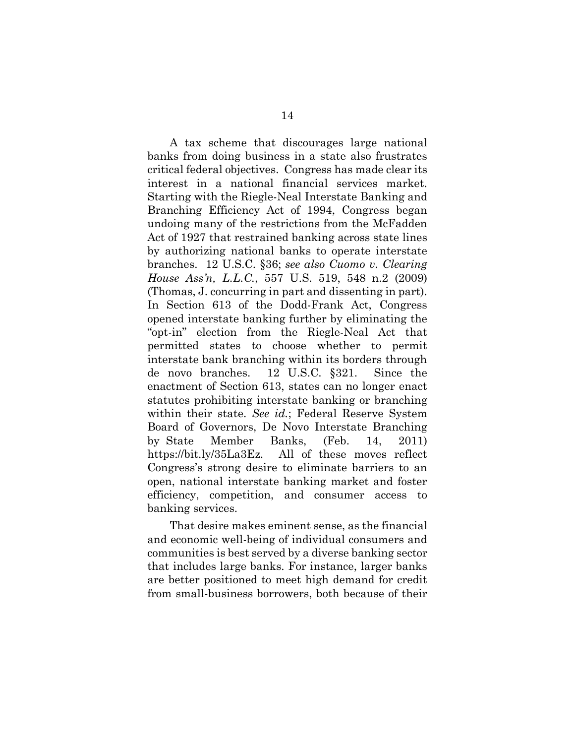A tax scheme that discourages large national banks from doing business in a state also frustrates critical federal objectives. Congress has made clear its interest in a national financial services market. Starting with the Riegle-Neal Interstate Banking and Branching Efficiency Act of 1994, Congress began undoing many of the restrictions from the McFadden Act of 1927 that restrained banking across state lines by authorizing national banks to operate interstate branches. 12 U.S.C. §36; *see also Cuomo v. Clearing House Ass'n, L.L.C.*, 557 U.S. 519, 548 n.2 (2009) (Thomas, J. concurring in part and dissenting in part). In Section 613 of the Dodd-Frank Act, Congress opened interstate banking further by eliminating the "opt-in" election from the Riegle-Neal Act that permitted states to choose whether to permit interstate bank branching within its borders through de novo branches. 12 U.S.C. §321. Since the enactment of Section 613, states can no longer enact statutes prohibiting interstate banking or branching within their state. *See id.*; Federal Reserve System Board of Governors, De Novo Interstate Branching by State Member Banks, (Feb. 14, 2011) https://bit.ly/35La3Ez. All of these moves reflect Congress's strong desire to eliminate barriers to an open, national interstate banking market and foster efficiency, competition, and consumer access to banking services.

That desire makes eminent sense, as the financial and economic well-being of individual consumers and communities is best served by a diverse banking sector that includes large banks. For instance, larger banks are better positioned to meet high demand for credit from small-business borrowers, both because of their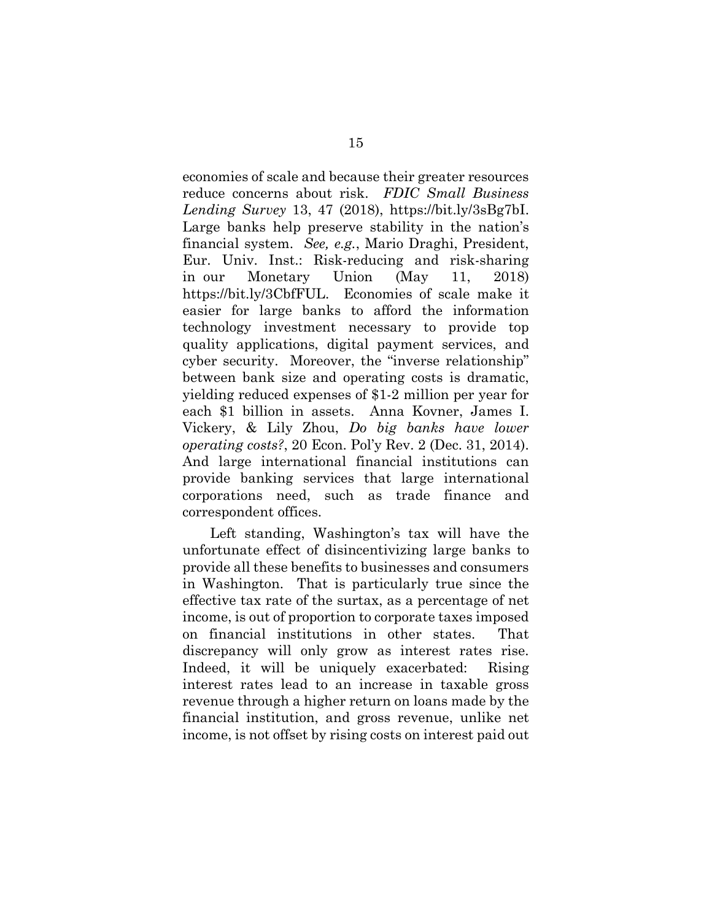economies of scale and because their greater resources reduce concerns about risk. *FDIC Small Business Lending Survey* 13, 47 (2018), https://bit.ly/3sBg7bI. Large banks help preserve stability in the nation's financial system. *See, e.g.*, Mario Draghi, President, Eur. Univ. Inst.: Risk-reducing and risk-sharing in our Monetary Union (May 11, 2018) https://bit.ly/3CbfFUL. Economies of scale make it easier for large banks to afford the information technology investment necessary to provide top quality applications, digital payment services, and cyber security. Moreover, the "inverse relationship" between bank size and operating costs is dramatic, yielding reduced expenses of $1-2 million per year for each $1 billion in assets. Anna Kovner, James I. Vickery, & Lily Zhou, *Do big banks have lower operating costs?*, 20 Econ. Pol'y Rev. 2 (Dec. 31, 2014). And large international financial institutions can provide banking services that large international corporations need, such as trade finance and correspondent offices.

Left standing, Washington's tax will have the unfortunate effect of disincentivizing large banks to provide all these benefits to businesses and consumers in Washington. That is particularly true since the effective tax rate of the surtax, as a percentage of net income, is out of proportion to corporate taxes imposed on financial institutions in other states. That discrepancy will only grow as interest rates rise. Indeed, it will be uniquely exacerbated: Rising interest rates lead to an increase in taxable gross revenue through a higher return on loans made by the financial institution, and gross revenue, unlike net income, is not offset by rising costs on interest paid out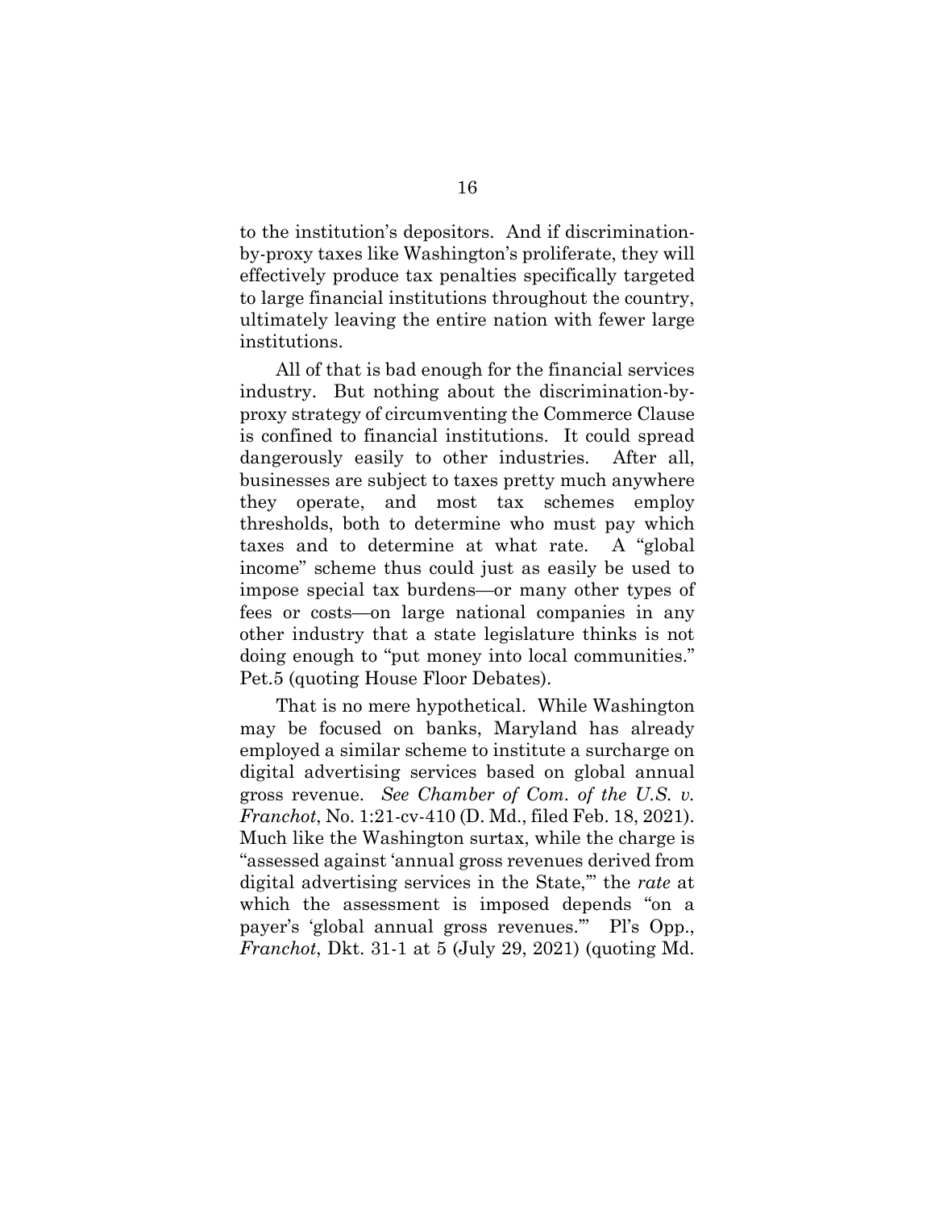to the institution's depositors. And if discrimination-by-proxy taxes like Washington's proliferate, they will effectively produce tax penalties specifically targeted to large financial institutions throughout the country, ultimately leaving the entire nation with fewer large institutions.

All of that is bad enough for the financial services industry. But nothing about the discrimination-by-proxy strategy of circumventing the Commerce Clause is confined to financial institutions. It could spread dangerously easily to other industries. After all, businesses are subject to taxes pretty much anywhere they operate, and most tax schemes employ thresholds, both to determine who must pay which taxes and to determine at what rate. A "global income" scheme thus could just as easily be used to impose special tax burdens—or many other types of fees or costs—on large national companies in any other industry that a state legislature thinks is not doing enough to "put money into local communities." Pet.5 (quoting House Floor Debates).

That is no mere hypothetical. While Washington may be focused on banks, Maryland has already employed a similar scheme to institute a surcharge on digital advertising services based on global annual gross revenue. *See Chamber of Com. of the U.S. v. Franchot*, No. 1:21-cv-410 (D. Md., filed Feb. 18, 2021). Much like the Washington surtax, while the charge is "assessed against 'annual gross revenues derived from digital advertising services in the State,'" the *rate* at which the assessment is imposed depends "on a payer's 'global annual gross revenues.'" Pl's Opp., *Franchot*, Dkt. 31-1 at 5 (July 29, 2021) (quoting Md.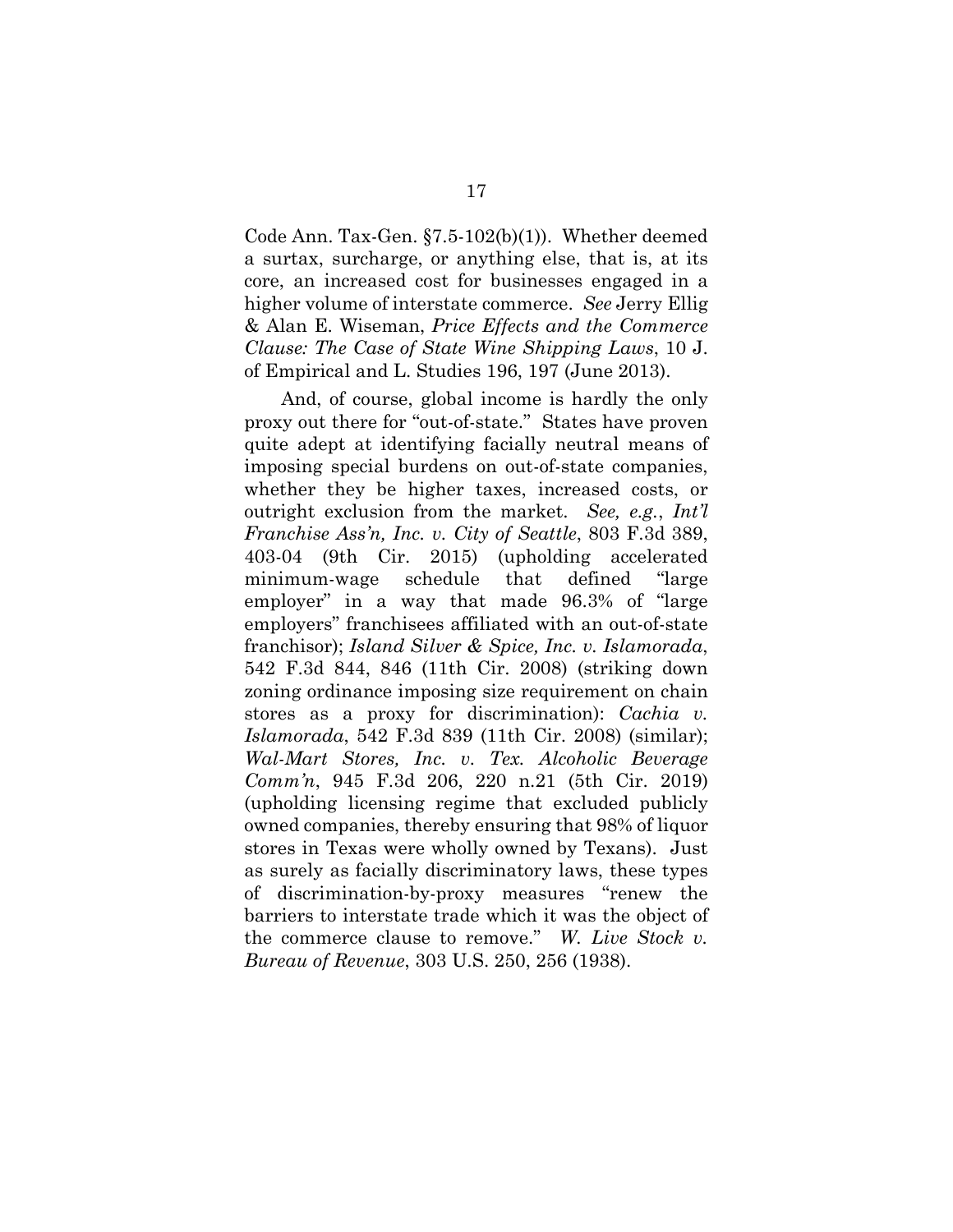Code Ann. Tax-Gen. §7.5-102(b)(1)). Whether deemed a surtax, surcharge, or anything else, that is, at its core, an increased cost for businesses engaged in a higher volume of interstate commerce. *See* Jerry Ellig & Alan E. Wiseman, *Price Effects and the Commerce Clause: The Case of State Wine Shipping Laws*, 10 J. of Empirical and L. Studies 196, 197 (June 2013).

And, of course, global income is hardly the only proxy out there for "out-of-state." States have proven quite adept at identifying facially neutral means of imposing special burdens on out-of-state companies, whether they be higher taxes, increased costs, or outright exclusion from the market. *See, e.g.*, *Int'l Franchise Ass'n, Inc. v. City of Seattle*, 803 F.3d 389, 403-04 (9th Cir. 2015) (upholding accelerated minimum-wage schedule that defined "large employer" in a way that made 96.3% of "large employers" franchisees affiliated with an out-of-state franchisor); *Island Silver & Spice, Inc. v. Islamorada*, 542 F.3d 844, 846 (11th Cir. 2008) (striking down zoning ordinance imposing size requirement on chain stores as a proxy for discrimination): *Cachia v. Islamorada*, 542 F.3d 839 (11th Cir. 2008) (similar); *Wal-Mart Stores, Inc. v. Tex. Alcoholic Beverage Comm'n*, 945 F.3d 206, 220 n.21 (5th Cir. 2019) (upholding licensing regime that excluded publicly owned companies, thereby ensuring that 98% of liquor stores in Texas were wholly owned by Texans). Just as surely as facially discriminatory laws, these types of discrimination-by-proxy measures "renew the barriers to interstate trade which it was the object of the commerce clause to remove." *W. Live Stock v. Bureau of Revenue*, 303 U.S. 250, 256 (1938).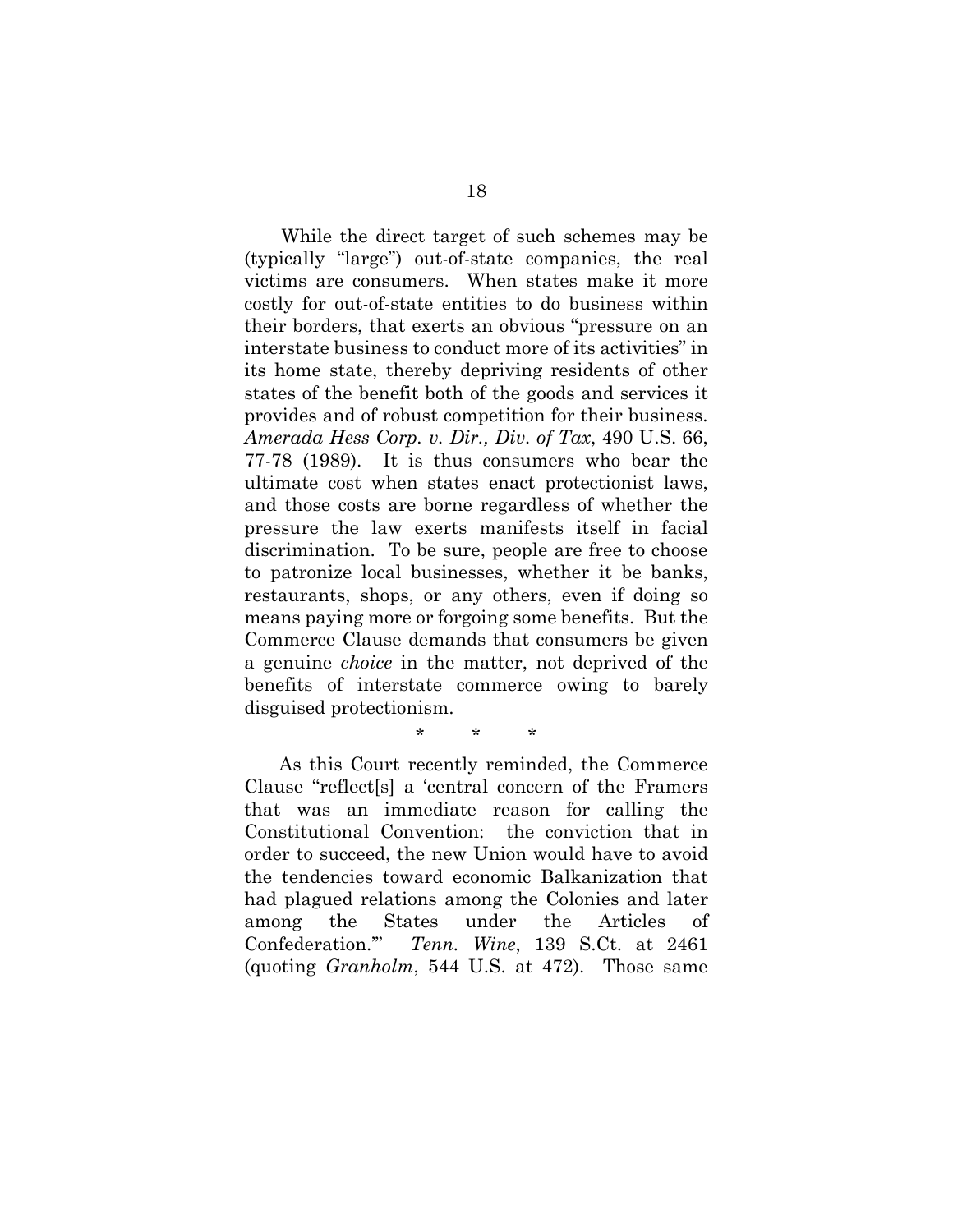While the direct target of such schemes may be (typically "large") out-of-state companies, the real victims are consumers. When states make it more costly for out-of-state entities to do business within their borders, that exerts an obvious "pressure on an interstate business to conduct more of its activities" in its home state, thereby depriving residents of other states of the benefit both of the goods and services it provides and of robust competition for their business. *Amerada Hess Corp. v. Dir., Div. of Tax*, 490 U.S. 66, 77-78 (1989). It is thus consumers who bear the ultimate cost when states enact protectionist laws, and those costs are borne regardless of whether the pressure the law exerts manifests itself in facial discrimination. To be sure, people are free to choose to patronize local businesses, whether it be banks, restaurants, shops, or any others, even if doing so means paying more or forgoing some benefits. But the Commerce Clause demands that consumers be given a genuine *choice* in the matter, not deprived of the benefits of interstate commerce owing to barely disguised protectionism.

\* \* \*

As this Court recently reminded, the Commerce Clause "reflect[s] a 'central concern of the Framers that was an immediate reason for calling the Constitutional Convention: the conviction that in order to succeed, the new Union would have to avoid the tendencies toward economic Balkanization that had plagued relations among the Colonies and later among the States under the Articles of Confederation.'" *Tenn. Wine*, 139 S.Ct. at 2461 (quoting *Granholm*, 544 U.S. at 472). Those same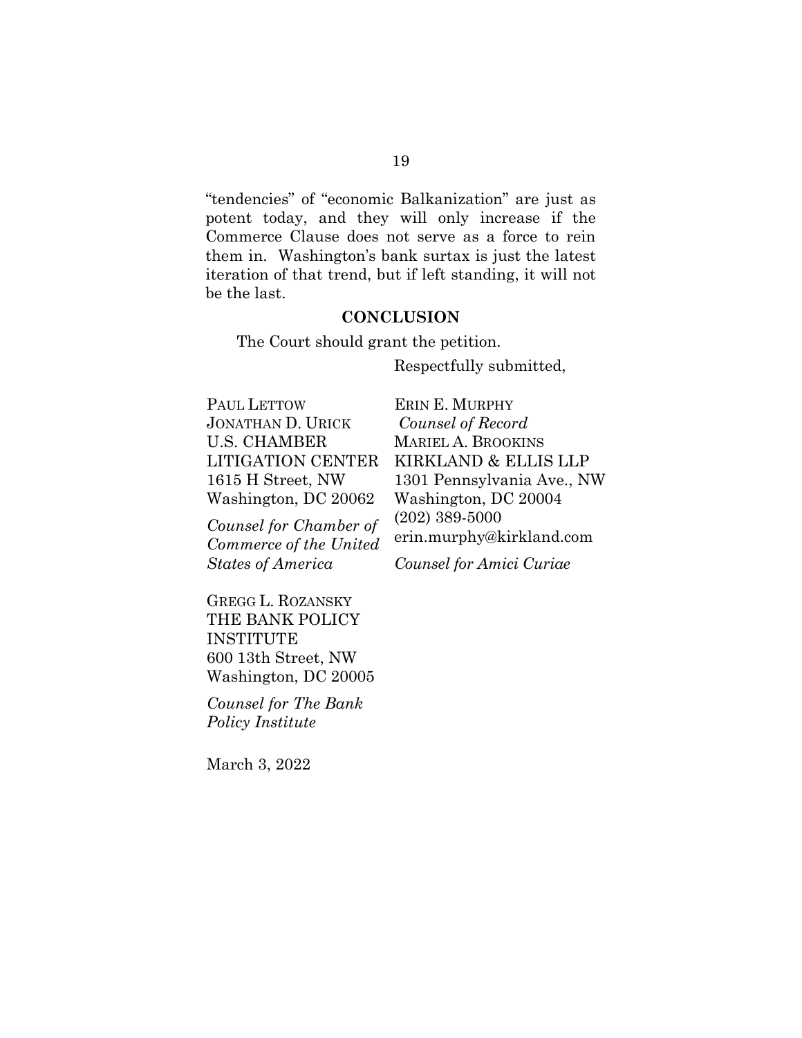"tendencies" of "economic Balkanization" are just as potent today, and they will only increase if the Commerce Clause does not serve as a force to rein them in. Washington's bank surtax is just the latest iteration of that trend, but if left standing, it will not be the last.

## CONCLUSION

The Court should grant the petition.

Respectfully submitted,

ERIN E. MURPHY
*Counsel of Record*
MARIEL A. BROOKINS
KIRKLAND & ELLIS LLP
1301 Pennsylvania Ave., NW
Washington, DC 20004
(202) 389-5000
erin.murphy@kirkland.com

*Counsel for Amici Curiae*

PAUL LETTOW
JONATHAN D. URICK
U.S. CHAMBER LITIGATION CENTER
1615 H Street, NW
Washington, DC 20062

*Counsel for Chamber of Commerce of the United States of America*

GREGG L. ROZANSKY
THE BANK POLICY INSTITUTE
600 13th Street, NW
Washington, DC 20005

*Counsel for The Bank Policy Institute*

March 3, 2022